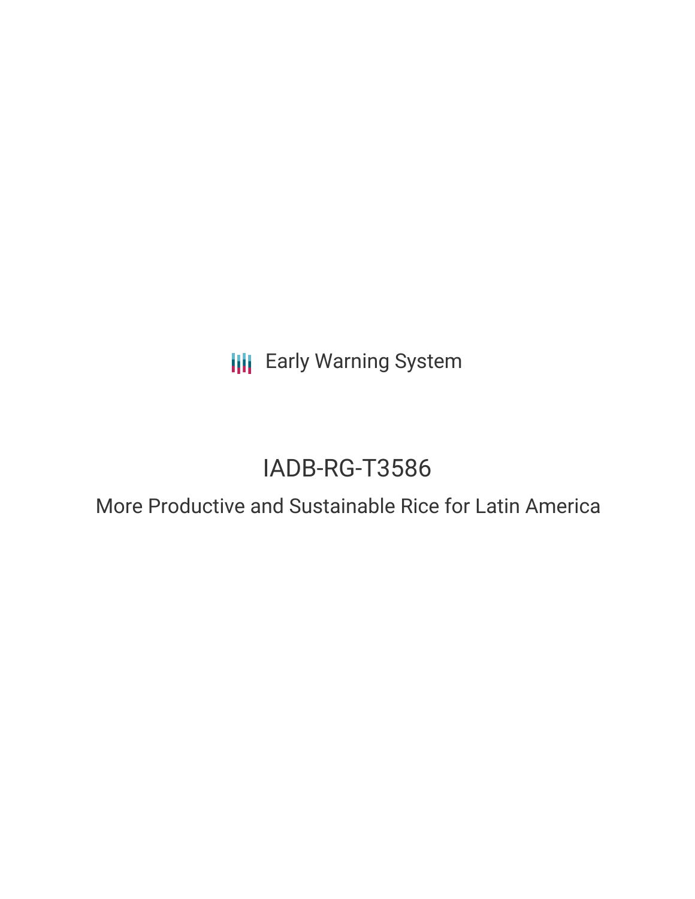Early Warning System

# IADB-RG-T3586

## More Productive and Sustainable Rice for Latin America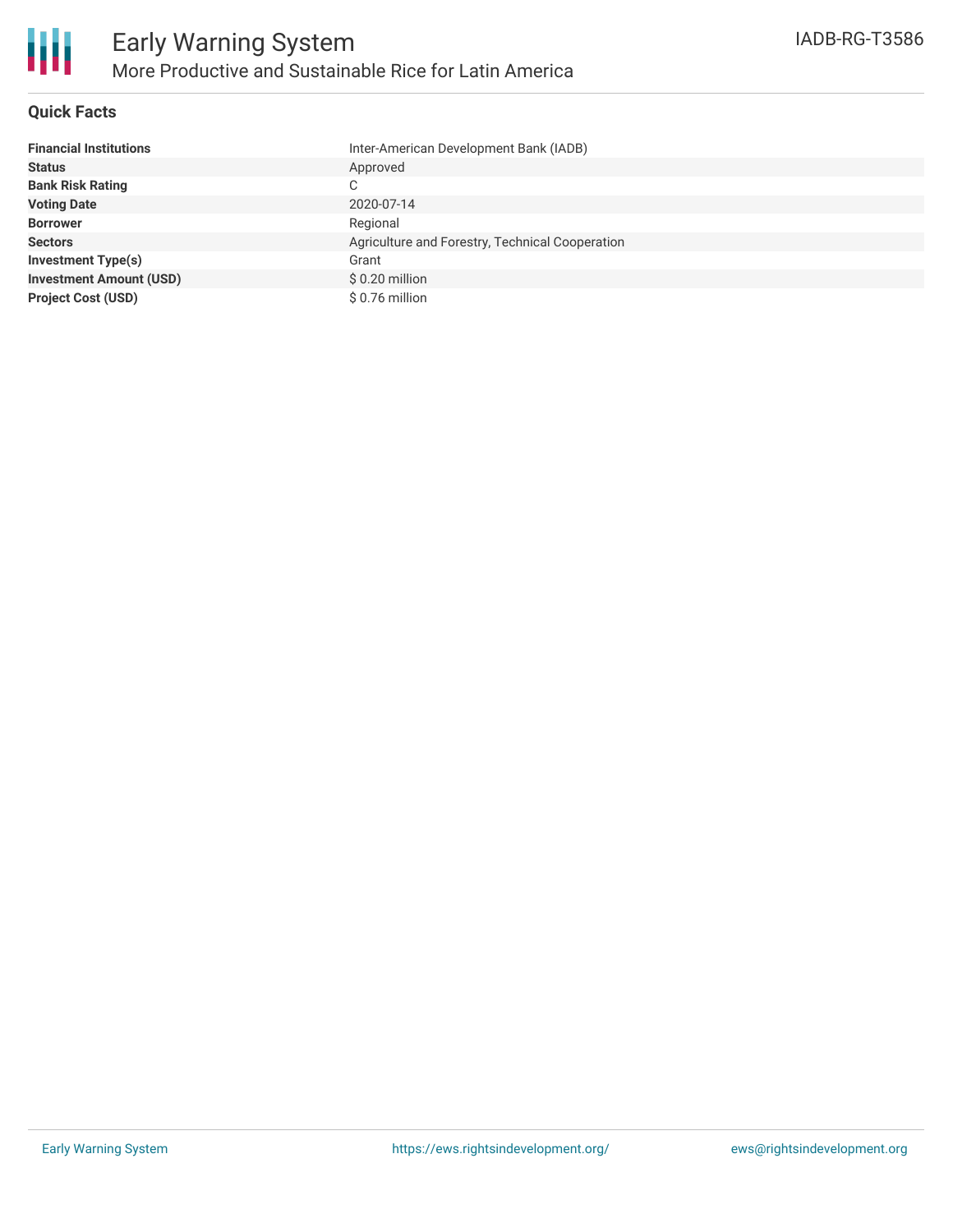# Early Warning System

## More Productive and Sustainable Rice for Latin America

IADB-RG-T3586

### Quick Facts

| | |
|---|---|
| **Financial Institutions** | Inter-American Development Bank (IADB) |
| **Status** | Approved |
| **Bank Risk Rating** | C |
| **Voting Date** | 2020-07-14 |
| **Borrower** | Regional |
| **Sectors** | Agriculture and Forestry, Technical Cooperation |
| **Investment Type(s)** | Grant |
| **Investment Amount (USD)** | $ 0.20 million |
| **Project Cost (USD)** | $ 0.76 million |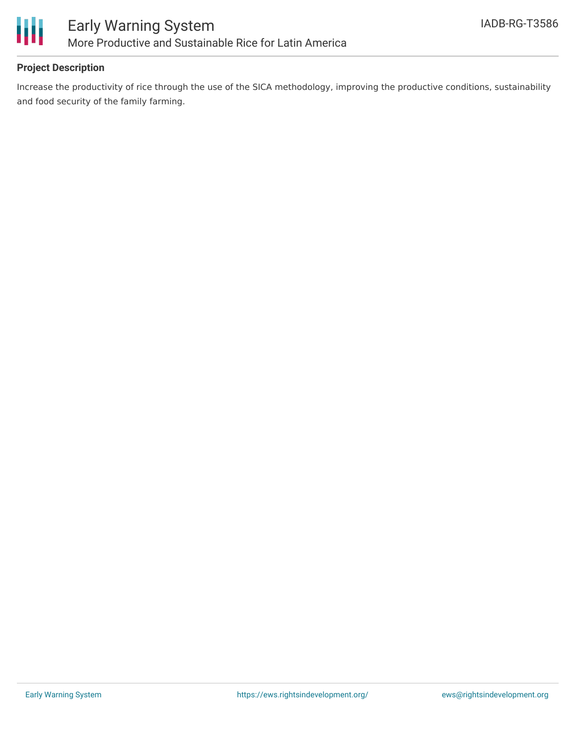## Project Description

Increase the productivity of rice through the use of the SICA methodology, improving the productive conditions, sustainability and food security of the family farming.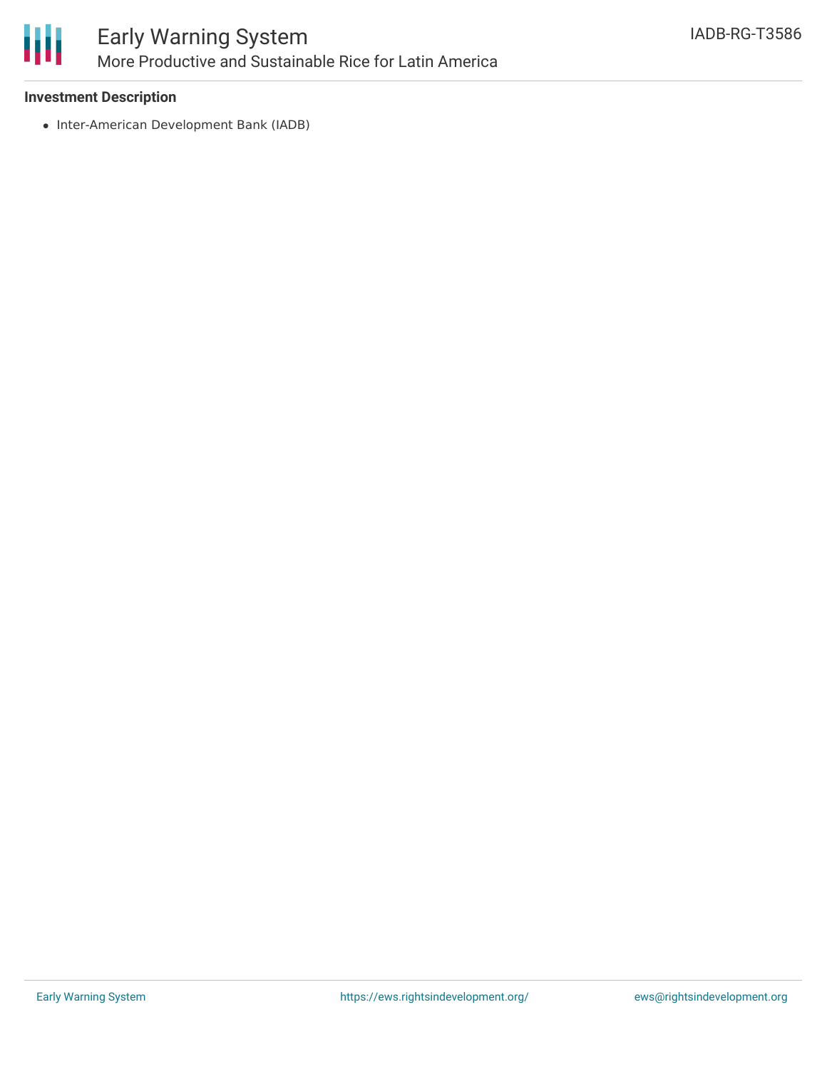**Investment Description**

- Inter-American Development Bank (IADB)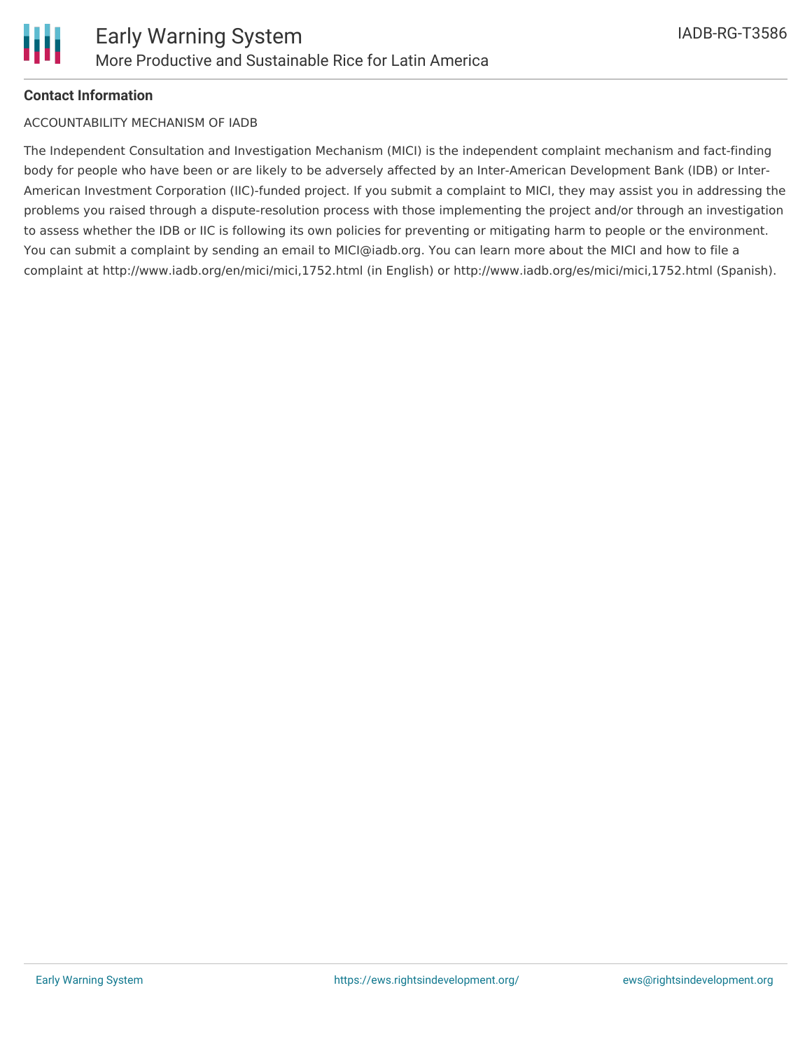**Contact Information**

ACCOUNTABILITY MECHANISM OF IADB

The Independent Consultation and Investigation Mechanism (MICI) is the independent complaint mechanism and fact-finding body for people who have been or are likely to be adversely affected by an Inter-American Development Bank (IDB) or Inter-American Investment Corporation (IIC)-funded project. If you submit a complaint to MICI, they may assist you in addressing the problems you raised through a dispute-resolution process with those implementing the project and/or through an investigation to assess whether the IDB or IIC is following its own policies for preventing or mitigating harm to people or the environment. You can submit a complaint by sending an email to MICI@iadb.org. You can learn more about the MICI and how to file a complaint at http://www.iadb.org/en/mici/mici,1752.html (in English) or http://www.iadb.org/es/mici/mici,1752.html (Spanish).